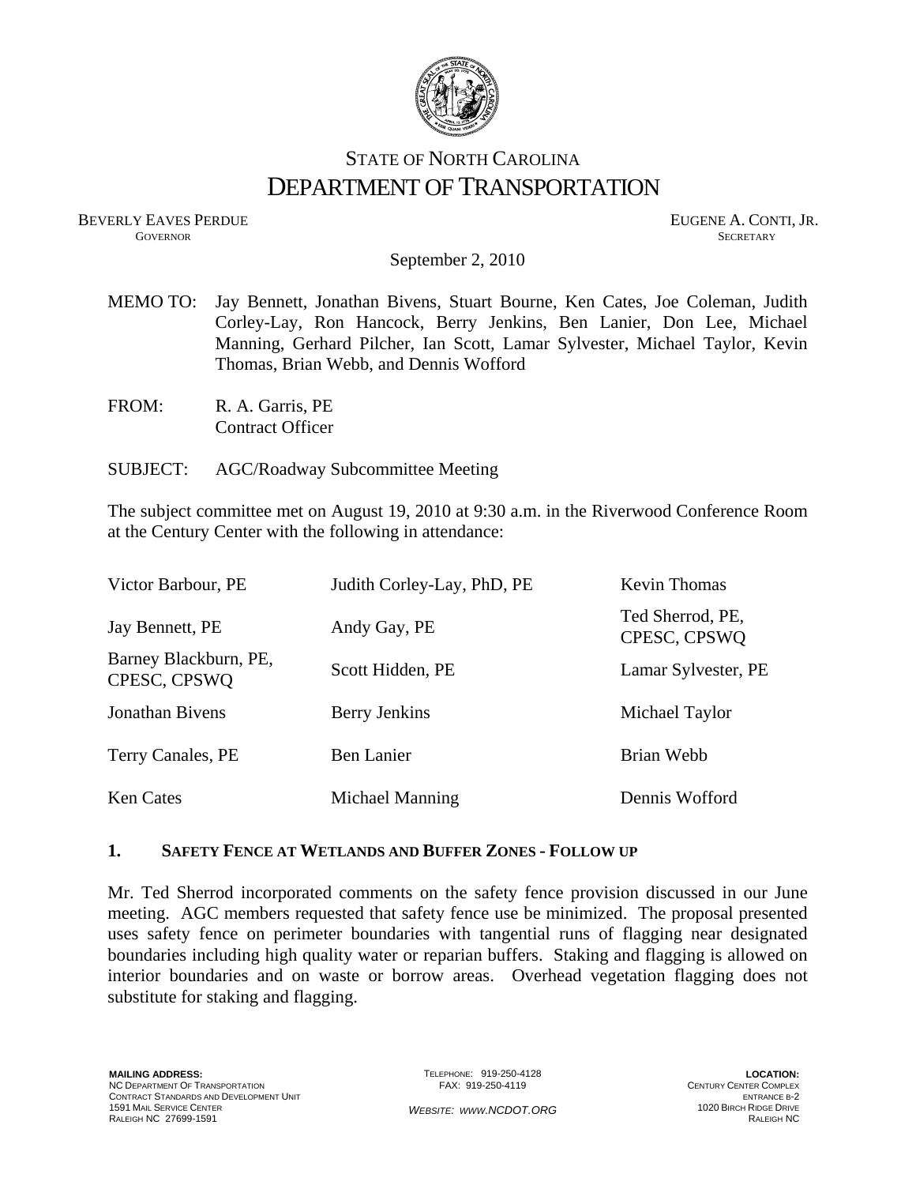STATE OF NORTH CAROLINA

# DEPARTMENT OF TRANSPORTATION

BEVERLY EAVES PERDUE
GOVERNOR

EUGENE A. CONTI, JR.
SECRETARY

September 2, 2010

MEMO TO: Jay Bennett, Jonathan Bivens, Stuart Bourne, Ken Cates, Joe Coleman, Judith Corley-Lay, Ron Hancock, Berry Jenkins, Ben Lanier, Don Lee, Michael Manning, Gerhard Pilcher, Ian Scott, Lamar Sylvester, Michael Taylor, Kevin Thomas, Brian Webb, and Dennis Wofford

FROM: R. A. Garris, PE
Contract Officer

SUBJECT: AGC/Roadway Subcommittee Meeting

The subject committee met on August 19, 2010 at 9:30 a.m. in the Riverwood Conference Room at the Century Center with the following in attendance:

| | | |
|---|---|---|
| Victor Barbour, PE | Judith Corley-Lay, PhD, PE | Kevin Thomas |
| Jay Bennett, PE | Andy Gay, PE | Ted Sherrod, PE, CPESC, CPSWQ |
| Barney Blackburn, PE, CPESC, CPSWQ | Scott Hidden, PE | Lamar Sylvester, PE |
| Jonathan Bivens | Berry Jenkins | Michael Taylor |
| Terry Canales, PE | Ben Lanier | Brian Webb |
| Ken Cates | Michael Manning | Dennis Wofford |

### 1. SAFETY FENCE AT WETLANDS AND BUFFER ZONES - FOLLOW UP

Mr. Ted Sherrod incorporated comments on the safety fence provision discussed in our June meeting. AGC members requested that safety fence use be minimized. The proposal presented uses safety fence on perimeter boundaries with tangential runs of flagging near designated boundaries including high quality water or reparian buffers. Staking and flagging is allowed on interior boundaries and on waste or borrow areas. Overhead vegetation flagging does not substitute for staking and flagging.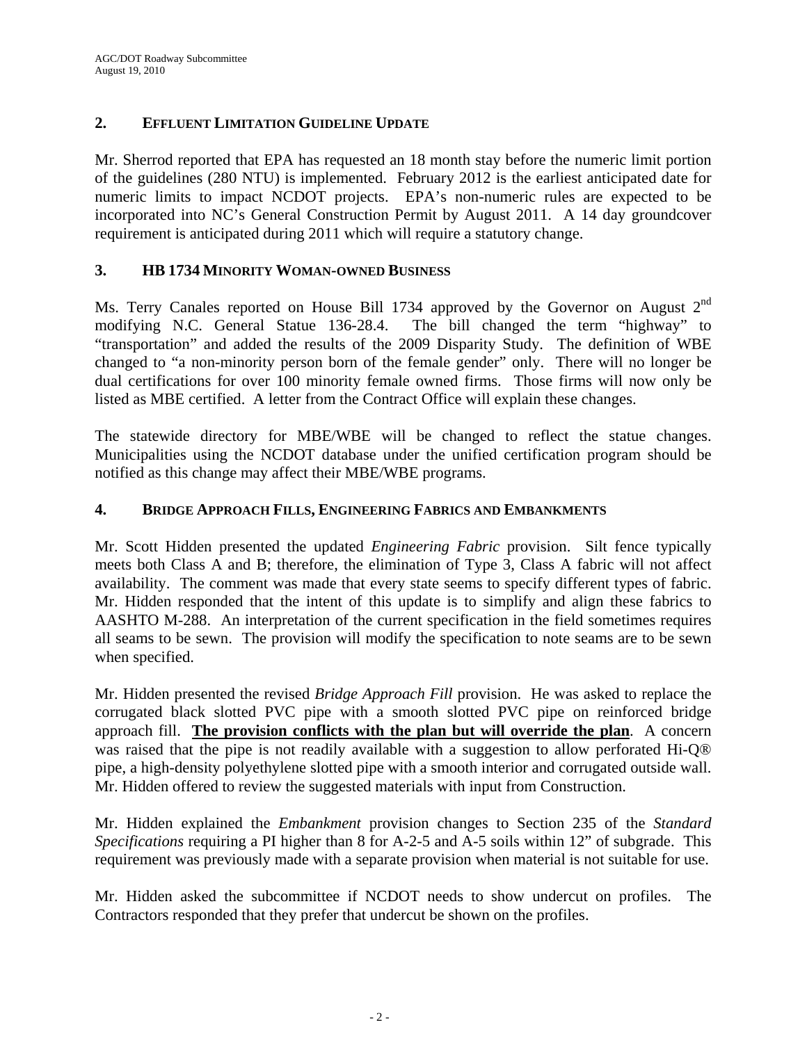## 2. EFFLUENT LIMITATION GUIDELINE UPDATE

Mr. Sherrod reported that EPA has requested an 18 month stay before the numeric limit portion of the guidelines (280 NTU) is implemented. February 2012 is the earliest anticipated date for numeric limits to impact NCDOT projects. EPA's non-numeric rules are expected to be incorporated into NC's General Construction Permit by August 2011. A 14 day groundcover requirement is anticipated during 2011 which will require a statutory change.

## 3. HB 1734 MINORITY WOMAN-OWNED BUSINESS

Ms. Terry Canales reported on House Bill 1734 approved by the Governor on August 2nd modifying N.C. General Statue 136-28.4. The bill changed the term "highway" to "transportation" and added the results of the 2009 Disparity Study. The definition of WBE changed to "a non-minority person born of the female gender" only. There will no longer be dual certifications for over 100 minority female owned firms. Those firms will now only be listed as MBE certified. A letter from the Contract Office will explain these changes.

The statewide directory for MBE/WBE will be changed to reflect the statue changes. Municipalities using the NCDOT database under the unified certification program should be notified as this change may affect their MBE/WBE programs.

## 4. BRIDGE APPROACH FILLS, ENGINEERING FABRICS AND EMBANKMENTS

Mr. Scott Hidden presented the updated *Engineering Fabric* provision. Silt fence typically meets both Class A and B; therefore, the elimination of Type 3, Class A fabric will not affect availability. The comment was made that every state seems to specify different types of fabric. Mr. Hidden responded that the intent of this update is to simplify and align these fabrics to AASHTO M-288. An interpretation of the current specification in the field sometimes requires all seams to be sewn. The provision will modify the specification to note seams are to be sewn when specified.

Mr. Hidden presented the revised *Bridge Approach Fill* provision. He was asked to replace the corrugated black slotted PVC pipe with a smooth slotted PVC pipe on reinforced bridge approach fill. **<u>The provision conflicts with the plan but will override the plan</u>**. A concern was raised that the pipe is not readily available with a suggestion to allow perforated Hi-Q® pipe, a high-density polyethylene slotted pipe with a smooth interior and corrugated outside wall. Mr. Hidden offered to review the suggested materials with input from Construction.

Mr. Hidden explained the *Embankment* provision changes to Section 235 of the *Standard Specifications* requiring a PI higher than 8 for A-2-5 and A-5 soils within 12" of subgrade. This requirement was previously made with a separate provision when material is not suitable for use.

Mr. Hidden asked the subcommittee if NCDOT needs to show undercut on profiles. The Contractors responded that they prefer that undercut be shown on the profiles.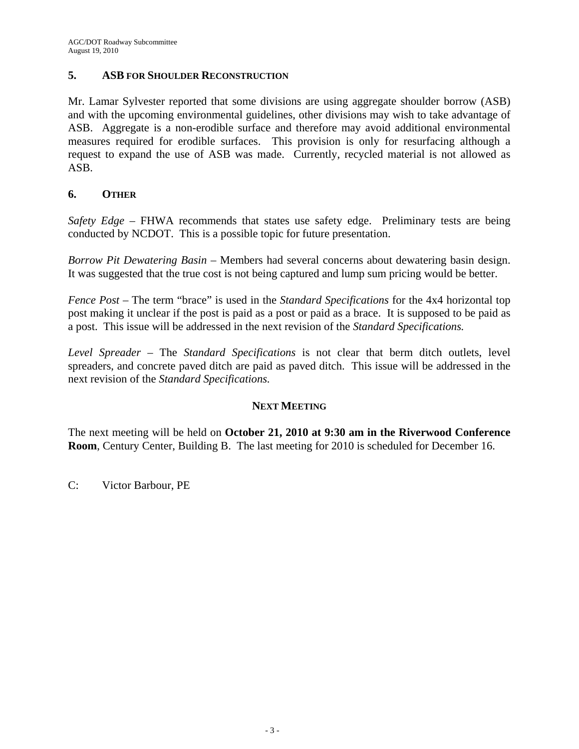## 5. ASB FOR SHOULDER RECONSTRUCTION

Mr. Lamar Sylvester reported that some divisions are using aggregate shoulder borrow (ASB) and with the upcoming environmental guidelines, other divisions may wish to take advantage of ASB. Aggregate is a non-erodible surface and therefore may avoid additional environmental measures required for erodible surfaces. This provision is only for resurfacing although a request to expand the use of ASB was made. Currently, recycled material is not allowed as ASB.

## 6. OTHER

*Safety Edge* – FHWA recommends that states use safety edge. Preliminary tests are being conducted by NCDOT. This is a possible topic for future presentation.

*Borrow Pit Dewatering Basin* – Members had several concerns about dewatering basin design. It was suggested that the true cost is not being captured and lump sum pricing would be better.

*Fence Post* – The term "brace" is used in the *Standard Specifications* for the 4x4 horizontal top post making it unclear if the post is paid as a post or paid as a brace. It is supposed to be paid as a post. This issue will be addressed in the next revision of the *Standard Specifications.*

*Level Spreader* – The *Standard Specifications* is not clear that berm ditch outlets, level spreaders, and concrete paved ditch are paid as paved ditch. This issue will be addressed in the next revision of the *Standard Specifications.*

## NEXT MEETING

The next meeting will be held on **October 21, 2010 at 9:30 am in the Riverwood Conference Room**, Century Center, Building B. The last meeting for 2010 is scheduled for December 16.

C: Victor Barbour, PE